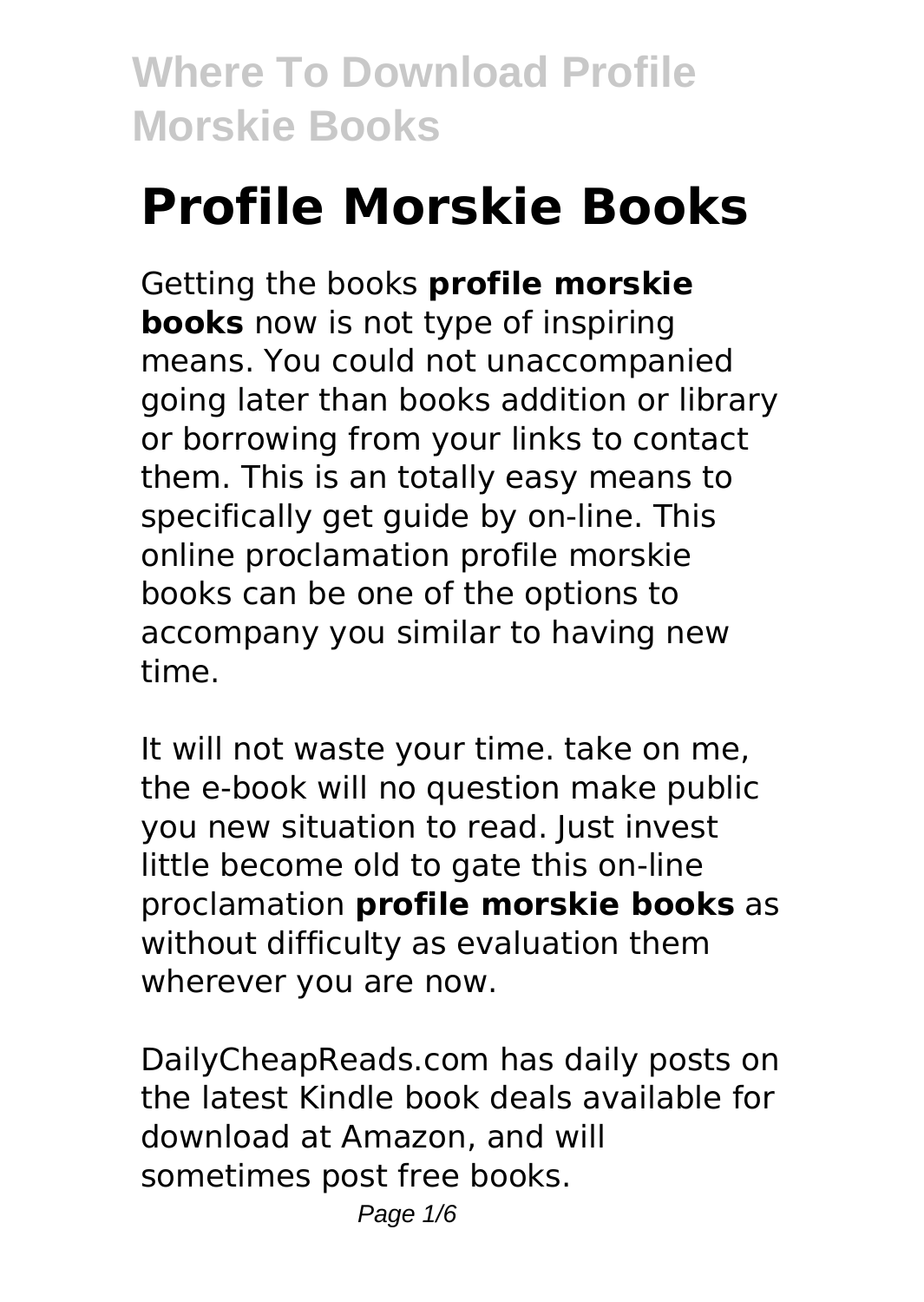# Profile Morskie Books

Getting the books **profile morskie books** now is not type of inspiring means. You could not unaccompanied going later than books addition or library or borrowing from your links to contact them. This is an totally easy means to specifically get guide by on-line. This online proclamation profile morskie books can be one of the options to accompany you similar to having new time.

It will not waste your time. take on me, the e-book will no question make public you new situation to read. Just invest little become old to gate this on-line proclamation **profile morskie books** as without difficulty as evaluation them wherever you are now.

DailyCheapReads.com has daily posts on the latest Kindle book deals available for download at Amazon, and will sometimes post free books.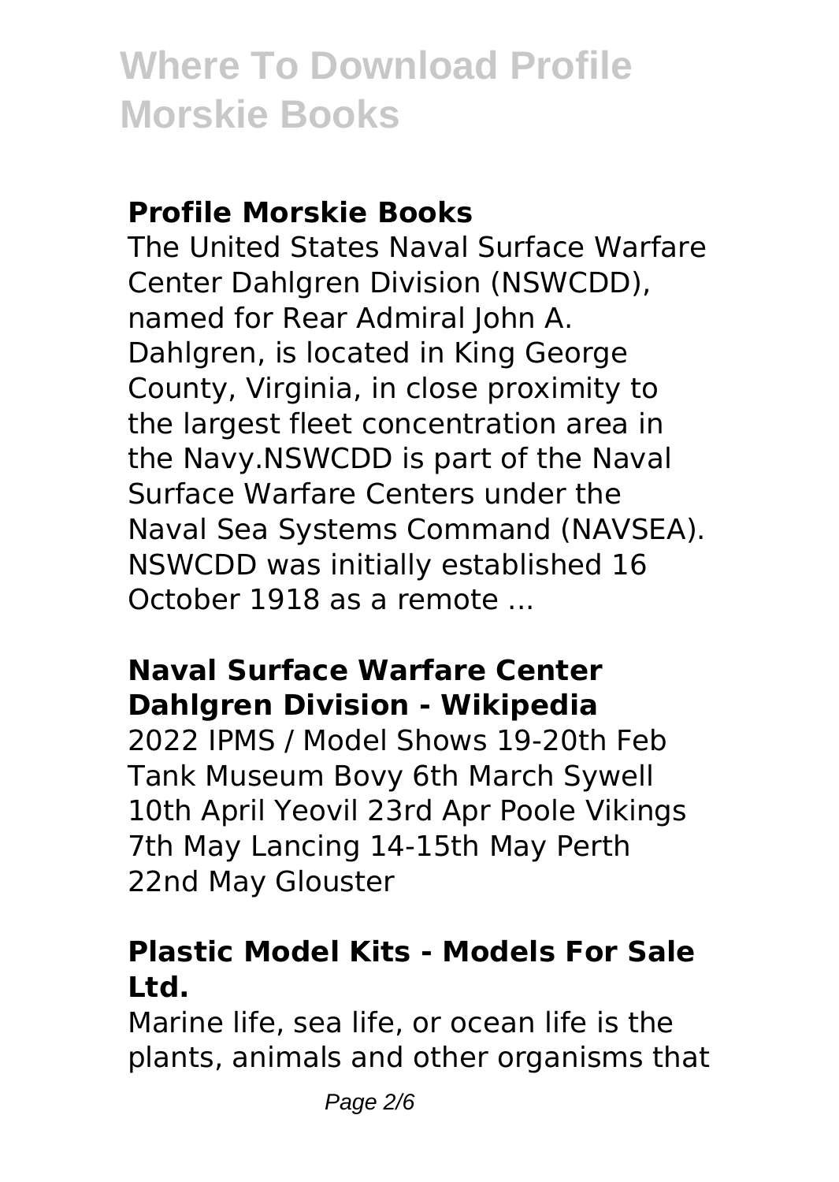## Profile Morskie Books

The United States Naval Surface Warfare Center Dahlgren Division (NSWCDD), named for Rear Admiral John A. Dahlgren, is located in King George County, Virginia, in close proximity to the largest fleet concentration area in the Navy.NSWCDD is part of the Naval Surface Warfare Centers under the Naval Sea Systems Command (NAVSEA). NSWCDD was initially established 16 October 1918 as a remote ...

### Naval Surface Warfare Center Dahlgren Division - Wikipedia

2022 IPMS / Model Shows 19-20th Feb Tank Museum Bovy 6th March Sywell 10th April Yeovil 23rd Apr Poole Vikings 7th May Lancing 14-15th May Perth 22nd May Glouster

### Plastic Model Kits - Models For Sale Ltd.

Marine life, sea life, or ocean life is the plants, animals and other organisms that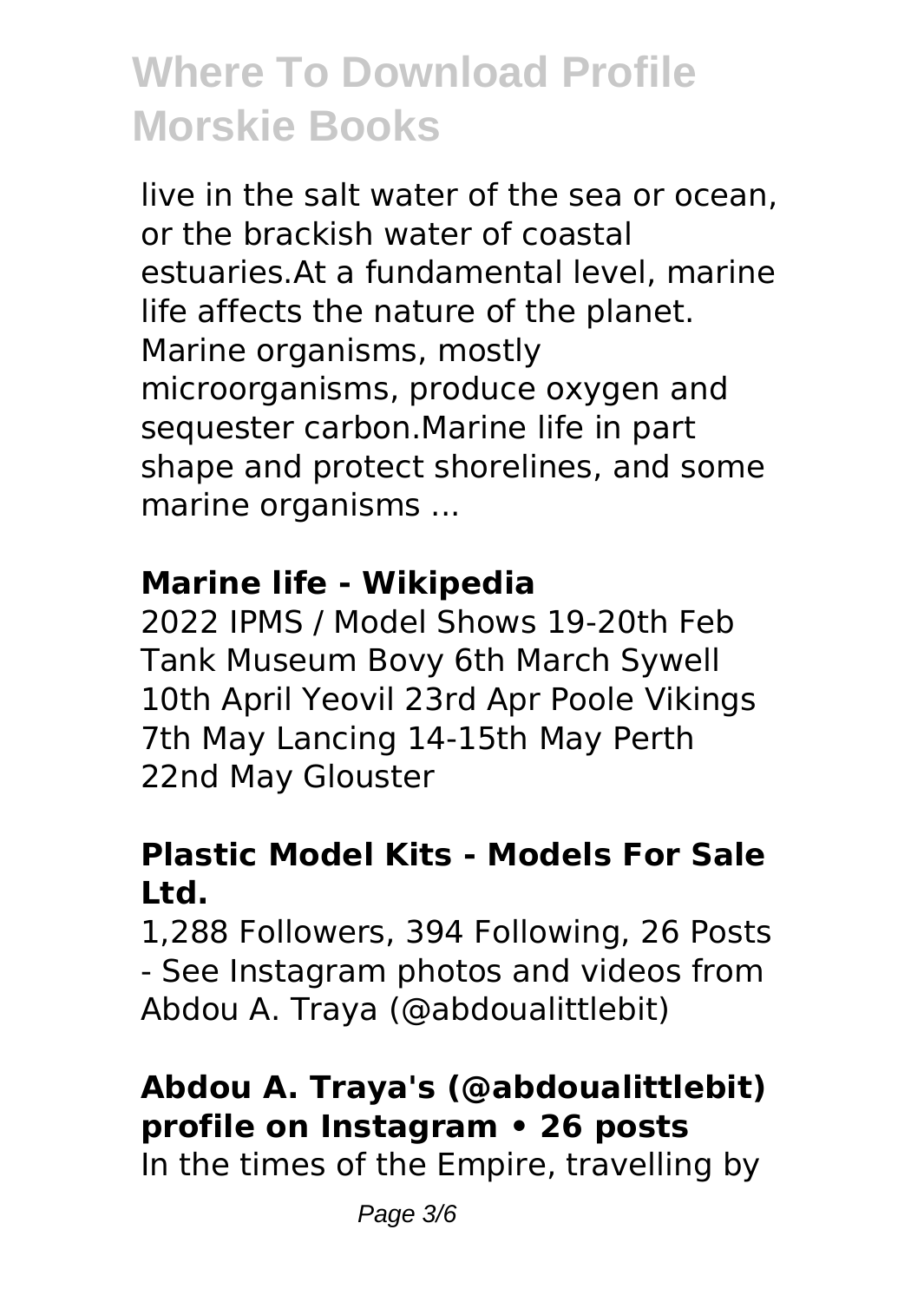# Where To Download Profile Morskie Books

live in the salt water of the sea or ocean, or the brackish water of coastal estuaries.At a fundamental level, marine life affects the nature of the planet. Marine organisms, mostly microorganisms, produce oxygen and sequester carbon.Marine life in part shape and protect shorelines, and some marine organisms ...

**Marine life - Wikipedia**

2022 IPMS / Model Shows 19-20th Feb Tank Museum Bovy 6th March Sywell 10th April Yeovil 23rd Apr Poole Vikings 7th May Lancing 14-15th May Perth 22nd May Glouster

**Plastic Model Kits - Models For Sale Ltd.**

1,288 Followers, 394 Following, 26 Posts - See Instagram photos and videos from Abdou A. Traya (@abdoualittlebit)

**Abdou A. Traya's (@abdoualittlebit) profile on Instagram • 26 posts**

In the times of the Empire, travelling by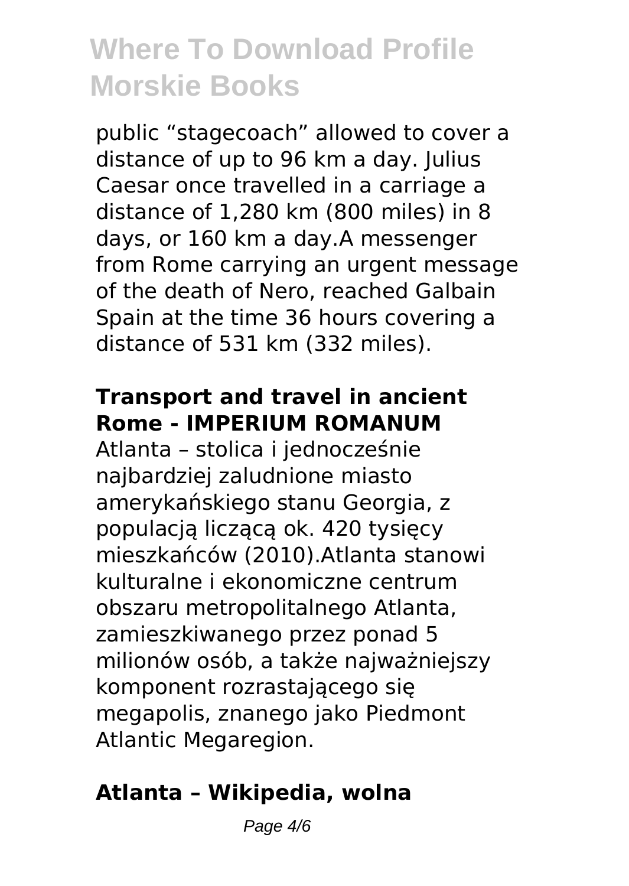public “stagecoach” allowed to cover a distance of up to 96 km a day. Julius Caesar once travelled in a carriage a distance of 1,280 km (800 miles) in 8 days, or 160 km a day.A messenger from Rome carrying an urgent message of the death of Nero, reached Galbain Spain at the time 36 hours covering a distance of 531 km (332 miles).

## Transport and travel in ancient Rome - IMPERIUM ROMANUM

Atlanta – stolica i jednocześnie najbardziej zaludnione miasto amerykańskiego stanu Georgia, z populacją liczącą ok. 420 tysięcy mieszkańców (2010).Atlanta stanowi kulturalne i ekonomiczne centrum obszaru metropolitalnego Atlanta, zamieszkiwanego przez ponad 5 milionów osób, a także najważniejszy komponent rozrastającego się megapolis, znanego jako Piedmont Atlantic Megaregion.

## Atlanta – Wikipedia, wolna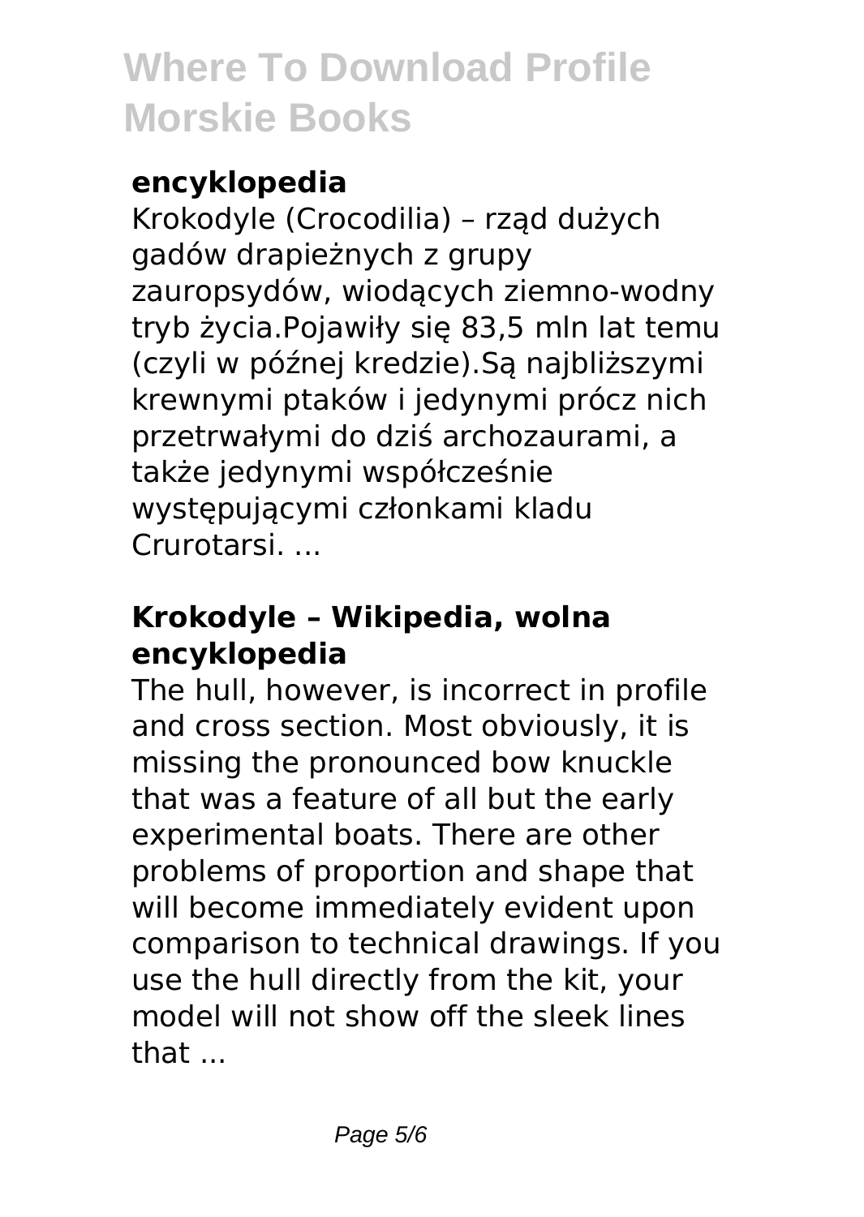**encyklopedia**

Krokodyle (Crocodilia) – rząd dużych gadów drapieżnych z grupy zauropsydów, wiodących ziemno-wodny tryb życia.Pojawiły się 83,5 mln lat temu (czyli w późnej kredzie).Są najbliższymi krewnymi ptaków i jedynymi prócz nich przetrwałymi do dziś archozaurami, a także jedynymi współcześnie występującymi członkami kladu Crurotarsi. ...

## Krokodyle – Wikipedia, wolna encyklopedia

The hull, however, is incorrect in profile and cross section. Most obviously, it is missing the pronounced bow knuckle that was a feature of all but the early experimental boats. There are other problems of proportion and shape that will become immediately evident upon comparison to technical drawings. If you use the hull directly from the kit, your model will not show off the sleek lines that ...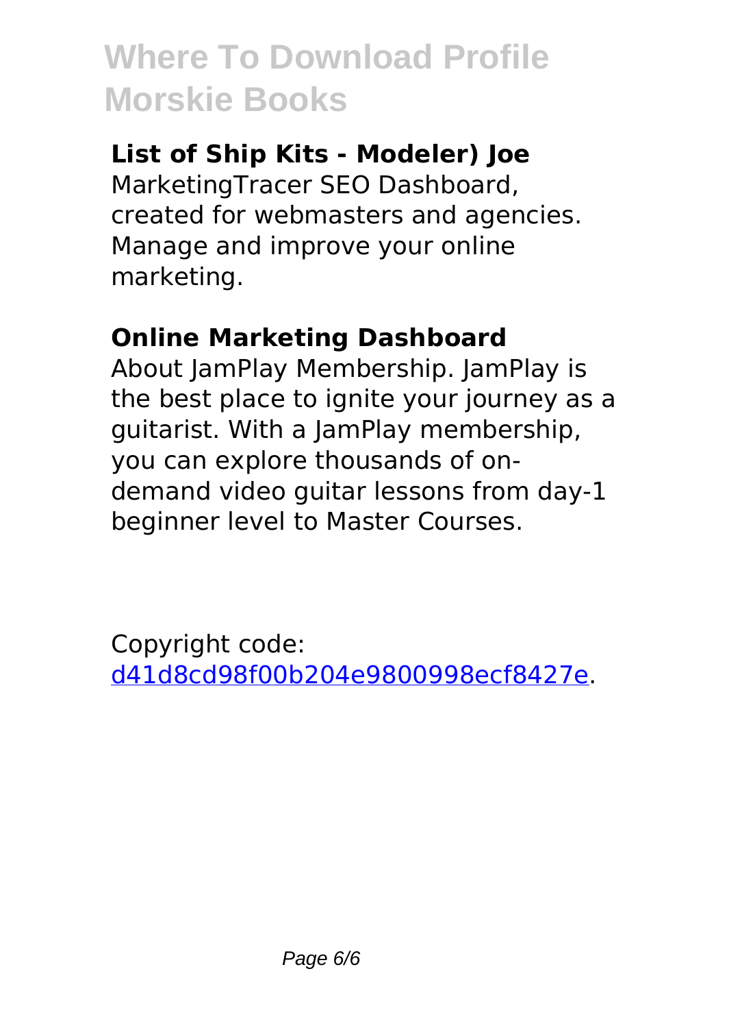## List of Ship Kits - Modeler) Joe

MarketingTracer SEO Dashboard, created for webmasters and agencies. Manage and improve your online marketing.

## Online Marketing Dashboard

About JamPlay Membership. JamPlay is the best place to ignite your journey as a guitarist. With a JamPlay membership, you can explore thousands of on-demand video guitar lessons from day-1 beginner level to Master Courses.

Copyright code: d41d8cd98f00b204e9800998ecf8427e.